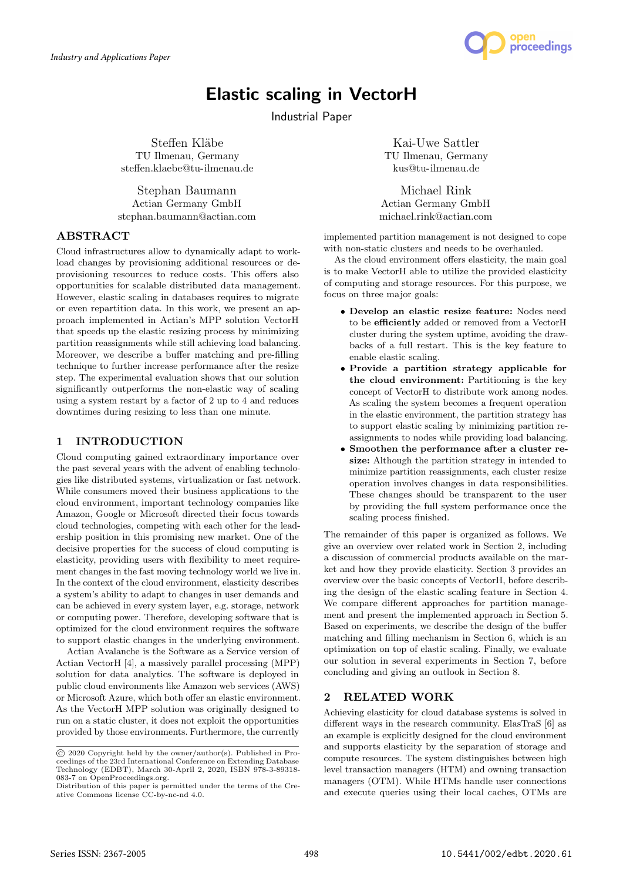*Industry and Applications Paper*

# Elastic scaling in VectorH

Industrial Paper

Steffen Kläbe
TU Ilmenau, Germany
steffen.klaebe@tu-ilmenau.de

Kai-Uwe Sattler
TU Ilmenau, Germany
kus@tu-ilmenau.de

Stephan Baumann
Actian Germany GmbH
stephan.baumann@actian.com

Michael Rink
Actian Germany GmbH
michael.rink@actian.com

## ABSTRACT

Cloud infrastructures allow to dynamically adapt to workload changes by provisioning additional resources or deprovisioning resources to reduce costs. This offers also opportunities for scalable distributed data management. However, elastic scaling in databases requires to migrate or even repartition data. In this work, we present an approach implemented in Actian's MPP solution VectorH that speeds up the elastic resizing process by minimizing partition reassignments while still achieving load balancing. Moreover, we describe a buffer matching and pre-filling technique to further increase performance after the resize step. The experimental evaluation shows that our solution significantly outperforms the non-elastic way of scaling using a system restart by a factor of 2 up to 4 and reduces downtimes during resizing to less than one minute.

## 1 INTRODUCTION

Cloud computing gained extraordinary importance over the past several years with the advent of enabling technologies like distributed systems, virtualization or fast network. While consumers moved their business applications to the cloud environment, important technology companies like Amazon, Google or Microsoft directed their focus towards cloud technologies, competing with each other for the leadership position in this promising new market. One of the decisive properties for the success of cloud computing is elasticity, providing users with flexibility to meet requirement changes in the fast moving technology world we live in. In the context of the cloud environment, elasticity describes a system's ability to adapt to changes in user demands and can be achieved in every system layer, e.g. storage, network or computing power. Therefore, developing software that is optimized for the cloud environment requires the software to support elastic changes in the underlying environment.

Actian Avalanche is the Software as a Service version of Actian VectorH [4], a massively parallel processing (MPP) solution for data analytics. The software is deployed in public cloud environments like Amazon web services (AWS) or Microsoft Azure, which both offer an elastic environment. As the VectorH MPP solution was originally designed to run on a static cluster, it does not exploit the opportunities provided by those environments. Furthermore, the currently implemented partition management is not designed to cope with non-static clusters and needs to be overhauled.

As the cloud environment offers elasticity, the main goal is to make VectorH able to utilize the provided elasticity of computing and storage resources. For this purpose, we focus on three major goals:

- **Develop an elastic resize feature:** Nodes need to be **efficiently** added or removed from a VectorH cluster during the system uptime, avoiding the drawbacks of a full restart. This is the key feature to enable elastic scaling.
- **Provide a partition strategy applicable for the cloud environment:** Partitioning is the key concept of VectorH to distribute work among nodes. As scaling the system becomes a frequent operation in the elastic environment, the partition strategy has to support elastic scaling by minimizing partition reassignments to nodes while providing load balancing.
- **Smoothen the performance after a cluster resize:** Although the partition strategy in intended to minimize partition reassignments, each cluster resize operation involves changes in data responsibilities. These changes should be transparent to the user by providing the full system performance once the scaling process finished.

The remainder of this paper is organized as follows. We give an overview over related work in Section 2, including a discussion of commercial products available on the market and how they provide elasticity. Section 3 provides an overview over the basic concepts of VectorH, before describing the design of the elastic scaling feature in Section 4. We compare different approaches for partition management and present the implemented approach in Section 5. Based on experiments, we describe the design of the buffer matching and filling mechanism in Section 6, which is an optimization on top of elastic scaling. Finally, we evaluate our solution in several experiments in Section 7, before concluding and giving an outlook in Section 8.

## 2 RELATED WORK

Achieving elasticity for cloud database systems is solved in different ways in the research community. ElasTraS [6] as an example is explicitly designed for the cloud environment and supports elasticity by the separation of storage and compute resources. The system distinguishes between high level transaction managers (HTM) and owning transaction managers (OTM). While HTMs handle user connections and execute queries using their local caches, OTMs are

© 2020 Copyright held by the owner/author(s). Published in Proceedings of the 23rd International Conference on Extending Database Technology (EDBT), March 30-April 2, 2020, ISBN 978-3-89318-083-7 on OpenProceedings.org.
Distribution of this paper is permitted under the terms of the Creative Commons license CC-by-nc-nd 4.0.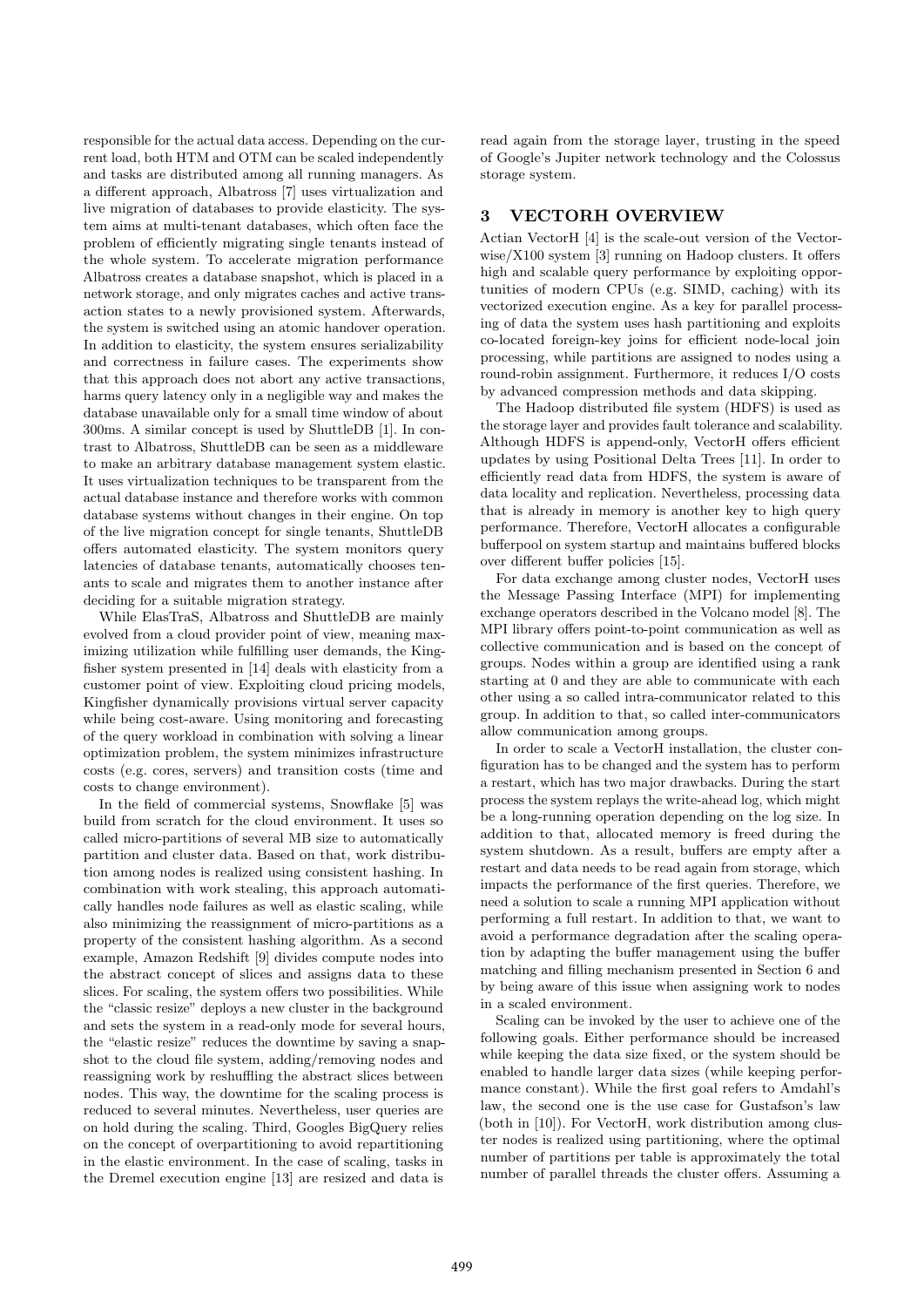responsible for the actual data access. Depending on the current load, both HTM and OTM can be scaled independently and tasks are distributed among all running managers. As a different approach, Albatross [7] uses virtualization and live migration of databases to provide elasticity. The system aims at multi-tenant databases, which often face the problem of efficiently migrating single tenants instead of the whole system. To accelerate migration performance Albatross creates a database snapshot, which is placed in a network storage, and only migrates caches and active transaction states to a newly provisioned system. Afterwards, the system is switched using an atomic handover operation. In addition to elasticity, the system ensures serializability and correctness in failure cases. The experiments show that this approach does not abort any active transactions, harms query latency only in a negligible way and makes the database unavailable only for a small time window of about 300ms. A similar concept is used by ShuttleDB [1]. In contrast to Albatross, ShuttleDB can be seen as a middleware to make an arbitrary database management system elastic. It uses virtualization techniques to be transparent from the actual database instance and therefore works with common database systems without changes in their engine. On top of the live migration concept for single tenants, ShuttleDB offers automated elasticity. The system monitors query latencies of database tenants, automatically chooses tenants to scale and migrates them to another instance after deciding for a suitable migration strategy.

While ElasTraS, Albatross and ShuttleDB are mainly evolved from a cloud provider point of view, meaning maximizing utilization while fulfilling user demands, the Kingfisher system presented in [14] deals with elasticity from a customer point of view. Exploiting cloud pricing models, Kingfisher dynamically provisions virtual server capacity while being cost-aware. Using monitoring and forecasting of the query workload in combination with solving a linear optimization problem, the system minimizes infrastructure costs (e.g. cores, servers) and transition costs (time and costs to change environment).

In the field of commercial systems, Snowflake [5] was build from scratch for the cloud environment. It uses so called micro-partitions of several MB size to automatically partition and cluster data. Based on that, work distribution among nodes is realized using consistent hashing. In combination with work stealing, this approach automatically handles node failures as well as elastic scaling, while also minimizing the reassignment of micro-partitions as a property of the consistent hashing algorithm. As a second example, Amazon Redshift [9] divides compute nodes into the abstract concept of slices and assigns data to these slices. For scaling, the system offers two possibilities. While the "classic resize" deploys a new cluster in the background and sets the system in a read-only mode for several hours, the "elastic resize" reduces the downtime by saving a snapshot to the cloud file system, adding/removing nodes and reassigning work by reshuffling the abstract slices between nodes. This way, the downtime for the scaling process is reduced to several minutes. Nevertheless, user queries are on hold during the scaling. Third, Googles BigQuery relies on the concept of overpartitioning to avoid repartitioning in the elastic environment. In the case of scaling, tasks in the Dremel execution engine [13] are resized and data is read again from the storage layer, trusting in the speed of Google's Jupiter network technology and the Colossus storage system.

## 3 VECTORH OVERVIEW

Actian VectorH [4] is the scale-out version of the Vectorwise/X100 system [3] running on Hadoop clusters. It offers high and scalable query performance by exploiting opportunities of modern CPUs (e.g. SIMD, caching) with its vectorized execution engine. As a key for parallel processing of data the system uses hash partitioning and exploits co-located foreign-key joins for efficient node-local join processing, while partitions are assigned to nodes using a round-robin assignment. Furthermore, it reduces I/O costs by advanced compression methods and data skipping.

The Hadoop distributed file system (HDFS) is used as the storage layer and provides fault tolerance and scalability. Although HDFS is append-only, VectorH offers efficient updates by using Positional Delta Trees [11]. In order to efficiently read data from HDFS, the system is aware of data locality and replication. Nevertheless, processing data that is already in memory is another key to high query performance. Therefore, VectorH allocates a configurable bufferpool on system startup and maintains buffered blocks over different buffer policies [15].

For data exchange among cluster nodes, VectorH uses the Message Passing Interface (MPI) for implementing exchange operators described in the Volcano model [8]. The MPI library offers point-to-point communication as well as collective communication and is based on the concept of groups. Nodes within a group are identified using a rank starting at 0 and they are able to communicate with each other using a so called intra-communicator related to this group. In addition to that, so called inter-communicators allow communication among groups.

In order to scale a VectorH installation, the cluster configuration has to be changed and the system has to perform a restart, which has two major drawbacks. During the start process the system replays the write-ahead log, which might be a long-running operation depending on the log size. In addition to that, allocated memory is freed during the system shutdown. As a result, buffers are empty after a restart and data needs to be read again from storage, which impacts the performance of the first queries. Therefore, we need a solution to scale a running MPI application without performing a full restart. In addition to that, we want to avoid a performance degradation after the scaling operation by adapting the buffer management using the buffer matching and filling mechanism presented in Section 6 and by being aware of this issue when assigning work to nodes in a scaled environment.

Scaling can be invoked by the user to achieve one of the following goals. Either performance should be increased while keeping the data size fixed, or the system should be enabled to handle larger data sizes (while keeping performance constant). While the first goal refers to Amdahl's law, the second one is the use case for Gustafson's law (both in [10]). For VectorH, work distribution among cluster nodes is realized using partitioning, where the optimal number of partitions per table is approximately the total number of parallel threads the cluster offers. Assuming a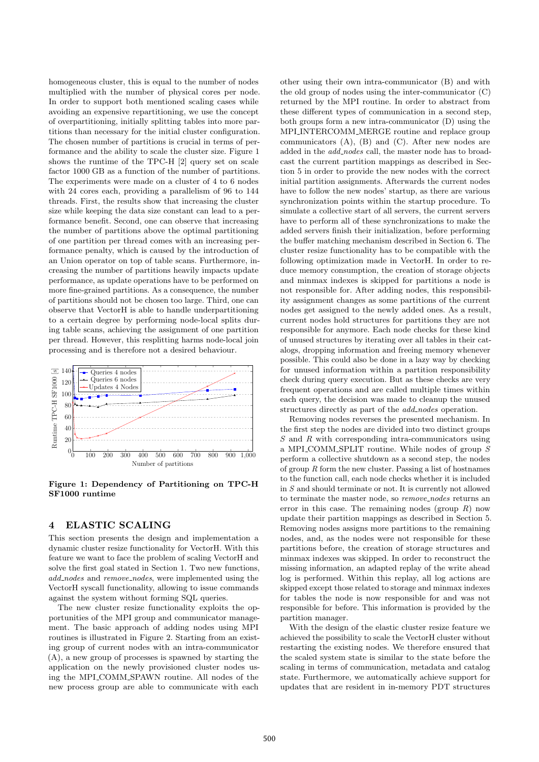homogeneous cluster, this is equal to the number of nodes multiplied with the number of physical cores per node. In order to support both mentioned scaling cases while avoiding an expensive repartitioning, we use the concept of overpartitioning, initially splitting tables into more partitions than necessary for the initial cluster configuration. The chosen number of partitions is crucial in terms of performance and the ability to scale the cluster size. Figure 1 shows the runtime of the TPC-H [2] query set on scale factor 1000 GB as a function of the number of partitions. The experiments were made on a cluster of 4 to 6 nodes with 24 cores each, providing a parallelism of 96 to 144 threads. First, the results show that increasing the cluster size while keeping the data size constant can lead to a performance benefit. Second, one can observe that increasing the number of partitions above the optimal partitioning of one partition per thread comes with an increasing performance penalty, which is caused by the introduction of an Union operator on top of table scans. Furthermore, increasing the number of partitions heavily impacts update performance, as update operations have to be performed on more fine-grained partitions. As a consequence, the number of partitions should not be chosen too large. Third, one can observe that VectorH is able to handle underpartitioning to a certain degree by performing node-local splits during table scans, achieving the assignment of one partition per thread. However, this resplitting harms node-local join processing and is therefore not a desired behaviour.

**Figure 1: Dependency of Partitioning on TPC-H SF1000 runtime**

## 4 ELASTIC SCALING

This section presents the design and implementation a dynamic cluster resize functionality for VectorH. With this feature we want to face the problem of scaling VectorH and solve the first goal stated in Section 1. Two new functions, *add_nodes* and *remove_nodes*, were implemented using the VectorH syscall functionality, allowing to issue commands against the system without forming SQL queries.

The new cluster resize functionality exploits the opportunities of the MPI group and communicator management. The basic approach of adding nodes using MPI routines is illustrated in Figure 2. Starting from an existing group of current nodes with an intra-communicator (A), a new group of processes is spawned by starting the application on the newly provisioned cluster nodes using the MPI_COMM_SPAWN routine. All nodes of the new process group are able to communicate with each other using their own intra-communicator (B) and with the old group of nodes using the inter-communicator (C) returned by the MPI routine. In order to abstract from these different types of communication in a second step, both groups form a new intra-communicator (D) using the MPI_INTERCOMM_MERGE routine and replace group communicators (A), (B) and (C). After new nodes are added in the *add_nodes* call, the master node has to broadcast the current partition mappings as described in Section 5 in order to provide the new nodes with the correct initial partition assignments. Afterwards the current nodes have to follow the new nodes' startup, as there are various synchronization points within the startup procedure. To simulate a collective start of all servers, the current servers have to perform all of these synchronizations to make the added servers finish their initialization, before performing the buffer matching mechanism described in Section 6. The cluster resize functionality has to be compatible with the following optimization made in VectorH. In order to reduce memory consumption, the creation of storage objects and minmax indexes is skipped for partitions a node is not responsible for. After adding nodes, this responsibility assignment changes as some partitions of the current nodes get assigned to the newly added ones. As a result, current nodes hold structures for partitions they are not responsible for anymore. Each node checks for these kind of unused structures by iterating over all tables in their catalogs, dropping information and freeing memory whenever possible. This could also be done in a lazy way by checking for unused information within a partition responsibility check during query execution. But as these checks are very frequent operations and are called multiple times within each query, the decision was made to cleanup the unused structures directly as part of the *add_nodes* operation.

Removing nodes reverses the presented mechanism. In the first step the nodes are divided into two distinct groups $S$ and $R$ with corresponding intra-communicators using a MPI_COMM_SPLIT routine. While nodes of group $S$ perform a collective shutdown as a second step, the nodes of group $R$ form the new cluster. Passing a list of hostnames to the function call, each node checks whether it is included in $S$ and should terminate or not. It is currently not allowed to terminate the master node, so *remove_nodes* returns an error in this case. The remaining nodes (group $R$) now update their partition mappings as described in Section 5. Removing nodes assigns more partitions to the remaining nodes, and, as the nodes were not responsible for these partitions before, the creation of storage structures and minmax indexes was skipped. In order to reconstruct the missing information, an adapted replay of the write ahead log is performed. Within this replay, all log actions are skipped except those related to storage and minmax indexes for tables the node is now responsible for and was not responsible for before. This information is provided by the partition manager.

With the design of the elastic cluster resize feature we achieved the possibility to scale the VectorH cluster without restarting the existing nodes. We therefore ensured that the scaled system state is similar to the state before the scaling in terms of communication, metadata and catalog state. Furthermore, we automatically achieve support for updates that are resident in in-memory PDT structures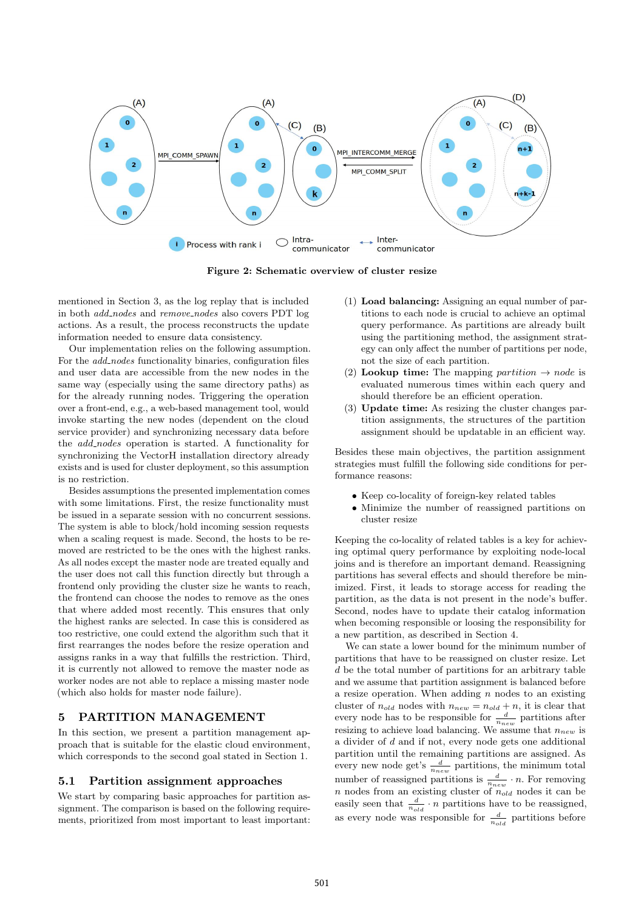Figure 2: Schematic overview of cluster resize

mentioned in Section 3, as the log replay that is included in both *add_nodes* and *remove_nodes* also covers PDT log actions. As a result, the process reconstructs the update information needed to ensure data consistency.

Our implementation relies on the following assumption. For the *add_nodes* functionality binaries, configuration files and user data are accessible from the new nodes in the same way (especially using the same directory paths) as for the already running nodes. Triggering the operation over a front-end, e.g., a web-based management tool, would invoke starting the new nodes (dependent on the cloud service provider) and synchronizing necessary data before the *add_nodes* operation is started. A functionality for synchronizing the VectorH installation directory already exists and is used for cluster deployment, so this assumption is no restriction.

Besides assumptions the presented implementation comes with some limitations. First, the resize functionality must be issued in a separate session with no concurrent sessions. The system is able to block/hold incoming session requests when a scaling request is made. Second, the hosts to be removed are restricted to be the ones with the highest ranks. As all nodes except the master node are treated equally and the user does not call this function directly but through a frontend only providing the cluster size he wants to reach, the frontend can choose the nodes to remove as the ones that where added most recently. This ensures that only the highest ranks are selected. In case this is considered as too restrictive, one could extend the algorithm such that it first rearranges the nodes before the resize operation and assigns ranks in a way that fulfills the restriction. Third, it is currently not allowed to remove the master node as worker nodes are not able to replace a missing master node (which also holds for master node failure).

## 5 PARTITION MANAGEMENT

In this section, we present a partition management approach that is suitable for the elastic cloud environment, which corresponds to the second goal stated in Section 1.

### 5.1 Partition assignment approaches

We start by comparing basic approaches for partition assignment. The comparison is based on the following requirements, prioritized from most important to least important:

(1) **Load balancing:** Assigning an equal number of partitions to each node is crucial to achieve an optimal query performance. As partitions are already built using the partitioning method, the assignment strategy can only affect the number of partitions per node, not the size of each partition.

(2) **Lookup time:** The mapping *partition* → *node* is evaluated numerous times within each query and should therefore be an efficient operation.

(3) **Update time:** As resizing the cluster changes partition assignments, the structures of the partition assignment should be updatable in an efficient way.

Besides these main objectives, the partition assignment strategies must fulfill the following side conditions for performance reasons:

- Keep co-locality of foreign-key related tables
- Minimize the number of reassigned partitions on cluster resize

Keeping the co-locality of related tables is a key for achieving optimal query performance by exploiting node-local joins and is therefore an important demand. Reassigning partitions has several effects and should therefore be minimized. First, it leads to storage access for reading the partition, as the data is not present in the node's buffer. Second, nodes have to update their catalog information when becoming responsible or loosing the responsibility for a new partition, as described in Section 4.

We can state a lower bound for the minimum number of partitions that have to be reassigned on cluster resize. Let $d$ be the total number of partitions for an arbitrary table and we assume that partition assignment is balanced before a resize operation. When adding $n$ nodes to an existing cluster of $n_{old}$ nodes with $n_{new} = n_{old} + n$, it is clear that every node has to be responsible for $\frac{d}{n_{new}}$ partitions after resizing to achieve load balancing. We assume that $n_{new}$ is a divider of $d$ and if not, every node gets one additional partition until the remaining partitions are assigned. As every new node get's $\frac{d}{n_{new}}$ partitions, the minimum total number of reassigned partitions is $\frac{d}{n_{new}} \cdot n$. For removing $n$ nodes from an existing cluster of $n_{old}$ nodes it can be easily seen that $\frac{d}{n_{old}} \cdot n$ partitions have to be reassigned, as every node was responsible for $\frac{d}{n_{old}}$ partitions before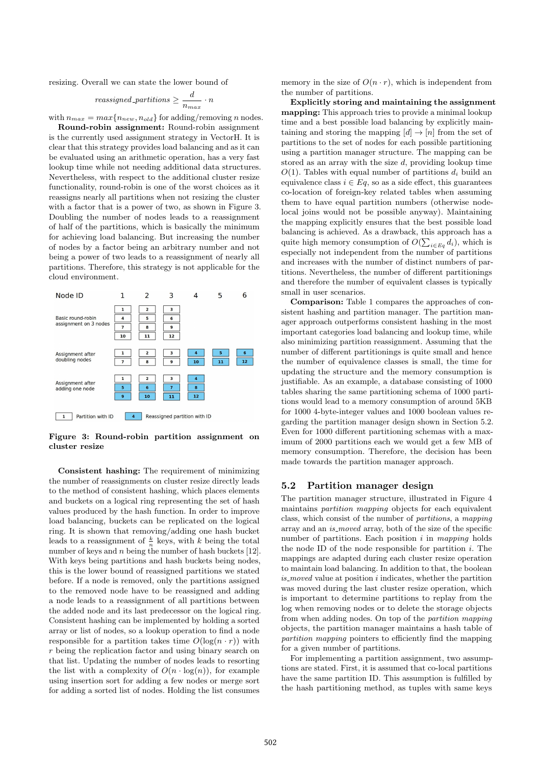resizing. Overall we can state the lower bound of

$$reassigned\_partitions \geq \frac{d}{n_{max}} \cdot n$$

with $n_{max} = max\{n_{new}, n_{old}\}$ for adding/removing $n$ nodes.

**Round-robin assignment:** Round-robin assignment is the currently used assignment strategy in VectorH. It is clear that this strategy provides load balancing and as it can be evaluated using an arithmetic operation, has a very fast lookup time while not needing additional data structures. Nevertheless, with respect to the additional cluster resize functionality, round-robin is one of the worst choices as it reassigns nearly all partitions when not resizing the cluster with a factor that is a power of two, as shown in Figure 3. Doubling the number of nodes leads to a reassignment of half of the partitions, which is basically the minimum for achieving load balancing. But increasing the number of nodes by a factor being an arbitrary number and not being a power of two leads to a reassignment of nearly all partitions. Therefore, this strategy is not applicable for the cloud environment.

| Node ID | 1 | 2 | 3 | 4 | 5 | 6 |
|---|---|---|---|---|---|---|
| Basic round-robin assignment on 3 nodes | 1, 4, 7, 10 | 2, 5, 8, 11 | 3, 6, 9, 12 | | | |
| Assignment after doubling nodes | 1, 7 | 2, 8 | 3, 9 | 4, 10 | 5, 11 | 6, 12 |
| Assignment after adding one node | 1, 5, 9 | 2, 6, 10 | 3, 7, 11 | 4, 8, 12 | | |

Legend: 1 = Partition with ID; 4 (highlighted) = Reassigned partition with ID

**Figure 3: Round-robin partition assignment on cluster resize**

**Consistent hashing:** The requirement of minimizing the number of reassignments on cluster resize directly leads to the method of consistent hashing, which places elements and buckets on a logical ring representing the set of hash values produced by the hash function. In order to improve load balancing, buckets can be replicated on the logical ring. It is shown that removing/adding one hash bucket leads to a reassignment of $\frac{k}{n}$ keys, with $k$ being the total number of keys and $n$ being the number of hash buckets [12]. With keys being partitions and hash buckets being nodes, this is the lower bound of reassigned partitions we stated before. If a node is removed, only the partitions assigned to the removed node have to be reassigned and adding a node leads to a reassignment of all partitions between the added node and its last predecessor on the logical ring. Consistent hashing can be implemented by holding a sorted array or list of nodes, so a lookup operation to find a node responsible for a partition takes time $O(\log(n \cdot r))$ with $r$ being the replication factor and using binary search on that list. Updating the number of nodes leads to resorting the list with a complexity of $O(n \cdot \log(n))$, for example using insertion sort for adding a few nodes or merge sort for adding a sorted list of nodes. Holding the list consumes memory in the size of $O(n \cdot r)$, which is independent from the number of partitions.

**Explicitly storing and maintaining the assignment mapping:** This approach tries to provide a minimal lookup time and a best possible load balancing by explicitly maintaining and storing the mapping $[d] \rightarrow [n]$ from the set of partitions to the set of nodes for each possible partitioning using a partition manager structure. The mapping can be stored as an array with the size $d$, providing lookup time $O(1)$. Tables with equal number of partitions $d_i$ build an equivalence class $i \in Eq$, so as a side effect, this guarantees co-location of foreign-key related tables when assuming them to have equal partition numbers (otherwise node-local joins would not be possible anyway). Maintaining the mapping explicitly ensures that the best possible load balancing is achieved. As a drawback, this approach has a quite high memory consumption of $O(\sum_{i \in Eq} d_i)$, which is especially not independent from the number of partitions and increases with the number of distinct numbers of partitions. Nevertheless, the number of different partitionings and therefore the number of equivalent classes is typically small in user scenarios.

**Comparison:** Table 1 compares the approaches of consistent hashing and partition manager. The partition manager approach outperforms consistent hashing in the most important categories load balancing and lookup time, while also minimizing partition reassignment. Assuming that the number of different partitionings is quite small and hence the number of equivalence classes is small, the time for updating the structure and the memory consumption is justifiable. As an example, a database consisting of 1000 tables sharing the same partitioning schema of 1000 partitions would lead to a memory consumption of around 5KB for 1000 4-byte-integer values and 1000 boolean values regarding the partition manager design shown in Section 5.2. Even for 1000 different partitioning schemas with a maximum of 2000 partitions each we would get a few MB of memory consumption. Therefore, the decision has been made towards the partition manager approach.

## 5.2 Partition manager design

The partition manager structure, illustrated in Figure 4 maintains *partition mapping* objects for each equivalent class, which consist of the number of *partitions*, a *mapping* array and an *is_moved* array, both of the size of the specific number of partitions. Each position $i$ in *mapping* holds the node ID of the node responsible for partition $i$. The mappings are adapted during each cluster resize operation to maintain load balancing. In addition to that, the boolean *is_moved* value at position $i$ indicates, whether the partition was moved during the last cluster resize operation, which is important to determine partitions to replay from the log when removing nodes or to delete the storage objects from when adding nodes. On top of the *partition mapping* objects, the partition manager maintains a hash table of *partition mapping* pointers to efficiently find the mapping for a given number of partitions.

For implementing a partition assignment, two assumptions are stated. First, it is assumed that co-local partitions have the same partition ID. This assumption is fulfilled by the hash partitioning method, as tuples with same keys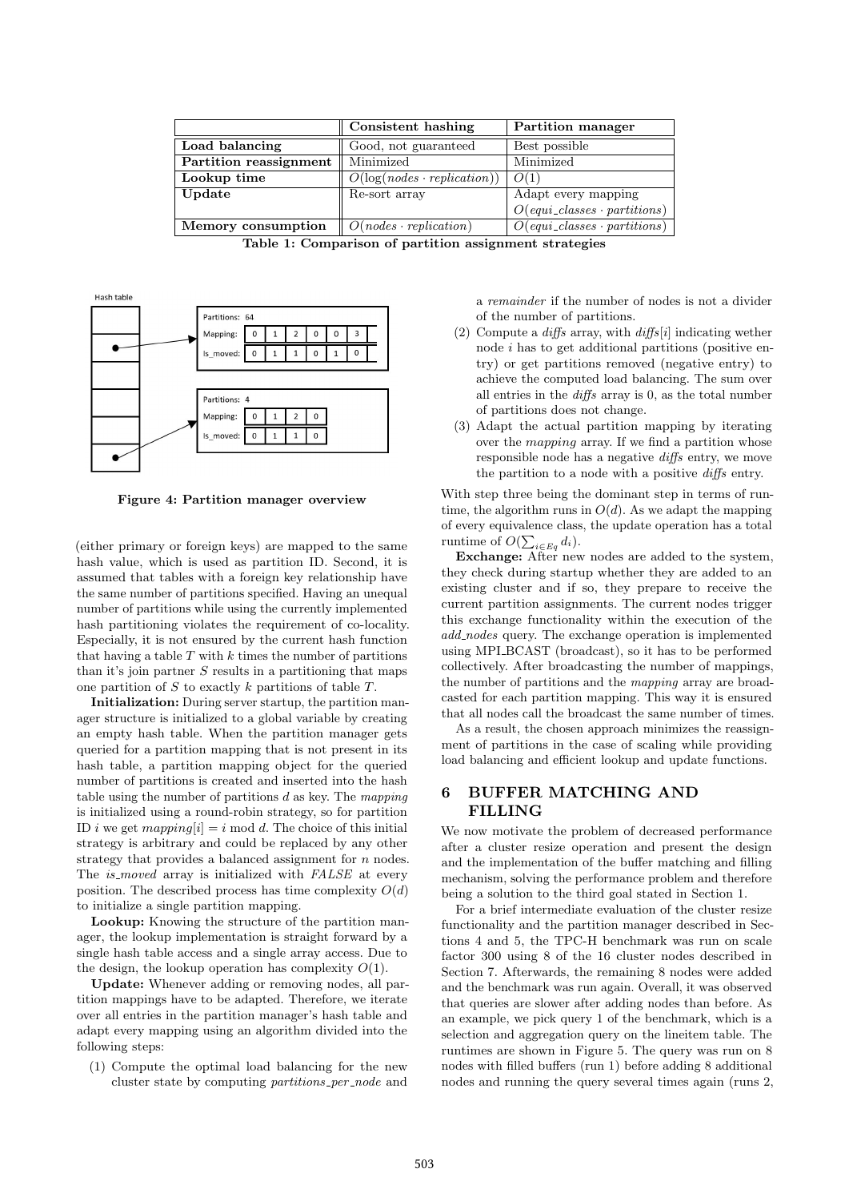| | Consistent hashing | Partition manager |
|---|---|---|
| **Load balancing** | Good, not guaranteed | Best possible |
| **Partition reassignment** | Minimized | Minimized |
| **Lookup time** | $O(\log(nodes \cdot replication))$ | $O(1)$ |
| **Update** | Re-sort array | Adapt every mapping $O(equi\_classes \cdot partitions)$ |
| **Memory consumption** | $O(nodes \cdot replication)$ | $O(equi\_classes \cdot partitions)$ |

**Table 1: Comparison of partition assignment strategies**

**Figure 4: Partition manager overview**

(either primary or foreign keys) are mapped to the same hash value, which is used as partition ID. Second, it is assumed that tables with a foreign key relationship have the same number of partitions specified. Having an unequal number of partitions while using the currently implemented hash partitioning violates the requirement of co-locality. Especially, it is not ensured by the current hash function that having a table $T$ with $k$ times the number of partitions than it's join partner $S$ results in a partitioning that maps one partition of $S$ to exactly $k$ partitions of table $T$.

**Initialization:** During server startup, the partition manager structure is initialized to a global variable by creating an empty hash table. When the partition manager gets queried for a partition mapping that is not present in its hash table, a partition mapping object for the queried number of partitions is created and inserted into the hash table using the number of partitions $d$ as key. The *mapping* is initialized using a round-robin strategy, so for partition ID $i$ we get $mapping[i] = i \bmod d$. The choice of this initial strategy is arbitrary and could be replaced by any other strategy that provides a balanced assignment for $n$ nodes. The *is_moved* array is initialized with *FALSE* at every position. The described process has time complexity $O(d)$ to initialize a single partition mapping.

**Lookup:** Knowing the structure of the partition manager, the lookup implementation is straight forward by a single hash table access and a single array access. Due to the design, the lookup operation has complexity $O(1)$.

**Update:** Whenever adding or removing nodes, all partition mappings have to be adapted. Therefore, we iterate over all entries in the partition manager's hash table and adapt every mapping using an algorithm divided into the following steps:

(1) Compute the optimal load balancing for the new cluster state by computing *partitions_per_node* and a *remainder* if the number of nodes is not a divider of the number of partitions.

(2) Compute a *diffs* array, with *diffs*[$i$] indicating wether node $i$ has to get additional partitions (positive entry) or get partitions removed (negative entry) to achieve the computed load balancing. The sum over all entries in the *diffs* array is 0, as the total number of partitions does not change.

(3) Adapt the actual partition mapping by iterating over the *mapping* array. If we find a partition whose responsible node has a negative *diffs* entry, we move the partition to a node with a positive *diffs* entry.

With step three being the dominant step in terms of runtime, the algorithm runs in $O(d)$. As we adapt the mapping of every equivalence class, the update operation has a total runtime of $O(\sum_{i \in Eq} d_i)$.

**Exchange:** After new nodes are added to the system, they check during startup whether they are added to an existing cluster and if so, they prepare to receive the current partition assignments. The current nodes trigger this exchange functionality within the execution of the *add_nodes* query. The exchange operation is implemented using MPI_BCAST (broadcast), so it has to be performed collectively. After broadcasting the number of mappings, the number of partitions and the *mapping* array are broadcasted for each partition mapping. This way it is ensured that all nodes call the broadcast the same number of times.

As a result, the chosen approach minimizes the reassignment of partitions in the case of scaling while providing load balancing and efficient lookup and update functions.

## 6 BUFFER MATCHING AND FILLING

We now motivate the problem of decreased performance after a cluster resize operation and present the design and the implementation of the buffer matching and filling mechanism, solving the performance problem and therefore being a solution to the third goal stated in Section 1.

For a brief intermediate evaluation of the cluster resize functionality and the partition manager described in Sections 4 and 5, the TPC-H benchmark was run on scale factor 300 using 8 of the 16 cluster nodes described in Section 7. Afterwards, the remaining 8 nodes were added and the benchmark was run again. Overall, it was observed that queries are slower after adding nodes than before. As an example, we pick query 1 of the benchmark, which is a selection and aggregation query on the lineitem table. The runtimes are shown in Figure 5. The query was run on 8 nodes with filled buffers (run 1) before adding 8 additional nodes and running the query several times again (runs 2,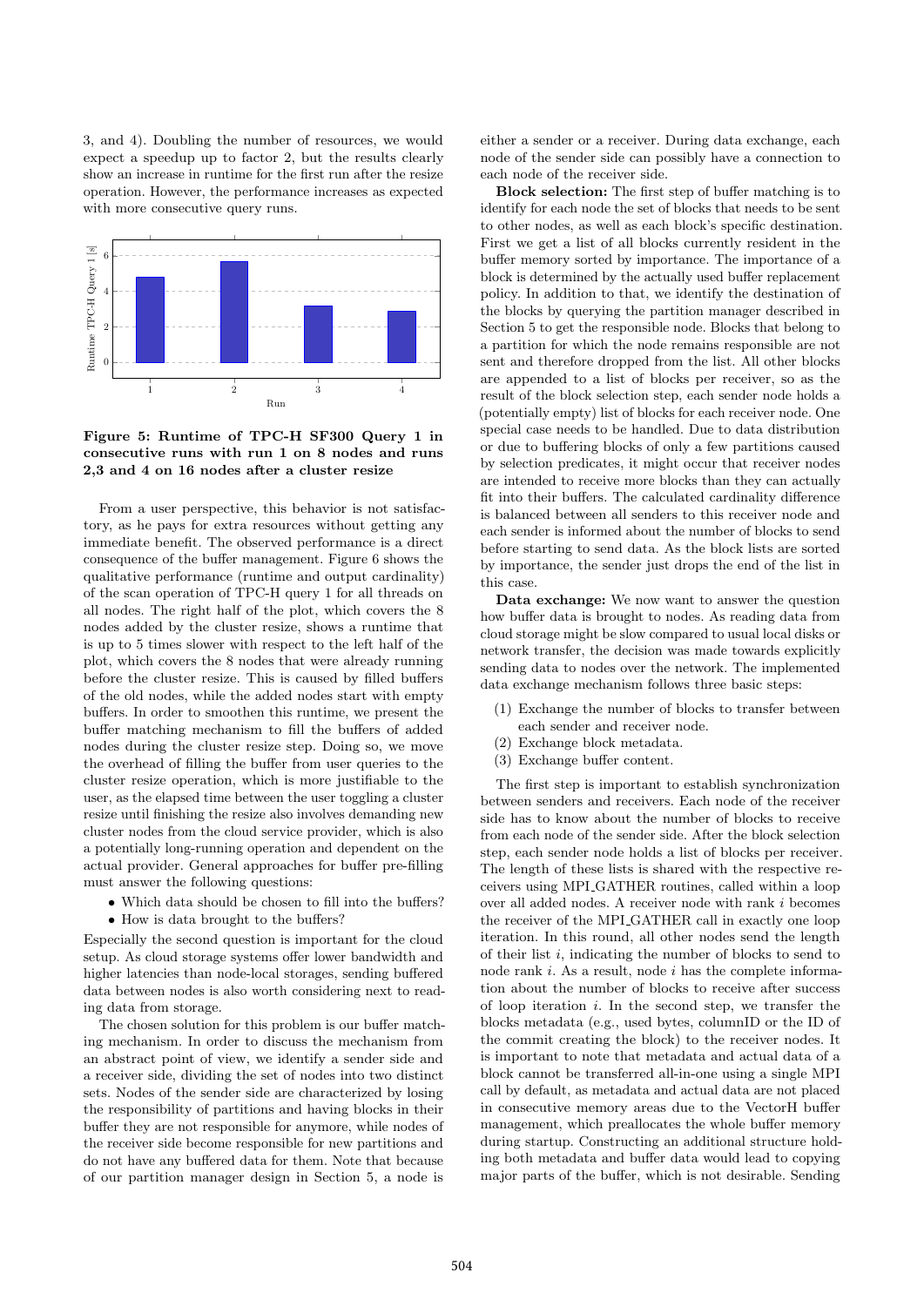3, and 4). Doubling the number of resources, we would expect a speedup up to factor 2, but the results clearly show an increase in runtime for the first run after the resize operation. However, the performance increases as expected with more consecutive query runs.

**Figure 5: Runtime of TPC-H SF300 Query 1 in consecutive runs with run 1 on 8 nodes and runs 2,3 and 4 on 16 nodes after a cluster resize**

From a user perspective, this behavior is not satisfactory, as he pays for extra resources without getting any immediate benefit. The observed performance is a direct consequence of the buffer management. Figure 6 shows the qualitative performance (runtime and output cardinality) of the scan operation of TPC-H query 1 for all threads on all nodes. The right half of the plot, which covers the 8 nodes added by the cluster resize, shows a runtime that is up to 5 times slower with respect to the left half of the plot, which covers the 8 nodes that were already running before the cluster resize. This is caused by filled buffers of the old nodes, while the added nodes start with empty buffers. In order to smoothen this runtime, we present the buffer matching mechanism to fill the buffers of added nodes during the cluster resize step. Doing so, we move the overhead of filling the buffer from user queries to the cluster resize operation, which is more justifiable to the user, as the elapsed time between the user toggling a cluster resize until finishing the resize also involves demanding new cluster nodes from the cloud service provider, which is also a potentially long-running operation and dependent on the actual provider. General approaches for buffer pre-filling must answer the following questions:

- Which data should be chosen to fill into the buffers?
- How is data brought to the buffers?

Especially the second question is important for the cloud setup. As cloud storage systems offer lower bandwidth and higher latencies than node-local storages, sending buffered data between nodes is also worth considering next to reading data from storage.

The chosen solution for this problem is our buffer matching mechanism. In order to discuss the mechanism from an abstract point of view, we identify a sender side and a receiver side, dividing the set of nodes into two distinct sets. Nodes of the sender side are characterized by losing the responsibility of partitions and having blocks in their buffer they are not responsible for anymore, while nodes of the receiver side become responsible for new partitions and do not have any buffered data for them. Note that because of our partition manager design in Section 5, a node is either a sender or a receiver. During data exchange, each node of the sender side can possibly have a connection to each node of the receiver side.

**Block selection:** The first step of buffer matching is to identify for each node the set of blocks that needs to be sent to other nodes, as well as each block's specific destination. First we get a list of all blocks currently resident in the buffer memory sorted by importance. The importance of a block is determined by the actually used buffer replacement policy. In addition to that, we identify the destination of the blocks by querying the partition manager described in Section 5 to get the responsible node. Blocks that belong to a partition for which the node remains responsible are not sent and therefore dropped from the list. All other blocks are appended to a list of blocks per receiver, so as the result of the block selection step, each sender node holds a (potentially empty) list of blocks for each receiver node. One special case needs to be handled. Due to data distribution or due to buffering blocks of only a few partitions caused by selection predicates, it might occur that receiver nodes are intended to receive more blocks than they can actually fit into their buffers. The calculated cardinality difference is balanced between all senders to this receiver node and each sender is informed about the number of blocks to send before starting to send data. As the block lists are sorted by importance, the sender just drops the end of the list in this case.

**Data exchange:** We now want to answer the question how buffer data is brought to nodes. As reading data from cloud storage might be slow compared to usual local disks or network transfer, the decision was made towards explicitly sending data to nodes over the network. The implemented data exchange mechanism follows three basic steps:

(1) Exchange the number of blocks to transfer between each sender and receiver node.
(2) Exchange block metadata.
(3) Exchange buffer content.

The first step is important to establish synchronization between senders and receivers. Each node of the receiver side has to know about the number of blocks to receive from each node of the sender side. After the block selection step, each sender node holds a list of blocks per receiver. The length of these lists is shared with the respective receivers using MPI_GATHER routines, called within a loop over all added nodes. A receiver node with rank $i$ becomes the receiver of the MPI_GATHER call in exactly one loop iteration. In this round, all other nodes send the length of their list $i$, indicating the number of blocks to send to node rank $i$. As a result, node $i$ has the complete information about the number of blocks to receive after success of loop iteration $i$. In the second step, we transfer the blocks metadata (e.g., used bytes, columnID or the ID of the commit creating the block) to the receiver nodes. It is important to note that metadata and actual data of a block cannot be transferred all-in-one using a single MPI call by default, as metadata and actual data are not placed in consecutive memory areas due to the VectorH buffer management, which preallocates the whole buffer memory during startup. Constructing an additional structure holding both metadata and buffer data would lead to copying major parts of the buffer, which is not desirable. Sending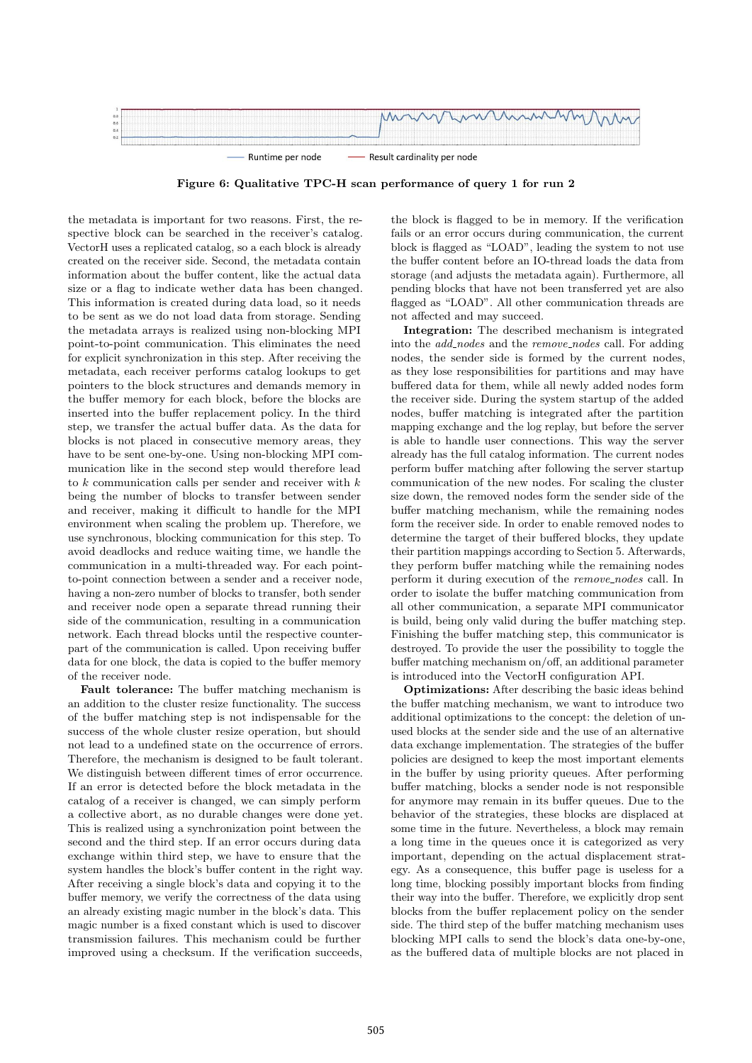Figure 6: Qualitative TPC-H scan performance of query 1 for run 2

the metadata is important for two reasons. First, the respective block can be searched in the receiver's catalog. VectorH uses a replicated catalog, so a each block is already created on the receiver side. Second, the metadata contain information about the buffer content, like the actual data size or a flag to indicate wether data has been changed. This information is created during data load, so it needs to be sent as we do not load data from storage. Sending the metadata arrays is realized using non-blocking MPI point-to-point communication. This eliminates the need for explicit synchronization in this step. After receiving the metadata, each receiver performs catalog lookups to get pointers to the block structures and demands memory in the buffer memory for each block, before the blocks are inserted into the buffer replacement policy. In the third step, we transfer the actual buffer data. As the data for blocks is not placed in consecutive memory areas, they have to be sent one-by-one. Using non-blocking MPI communication like in the second step would therefore lead to $k$ communication calls per sender and receiver with $k$ being the number of blocks to transfer between sender and receiver, making it difficult to handle for the MPI environment when scaling the problem up. Therefore, we use synchronous, blocking communication for this step. To avoid deadlocks and reduce waiting time, we handle the communication in a multi-threaded way. For each point-to-point connection between a sender and a receiver node, having a non-zero number of blocks to transfer, both sender and receiver node open a separate thread running their side of the communication, resulting in a communication network. Each thread blocks until the respective counterpart of the communication is called. Upon receiving buffer data for one block, the data is copied to the buffer memory of the receiver node.

**Fault tolerance:** The buffer matching mechanism is an addition to the cluster resize functionality. The success of the buffer matching step is not indispensable for the success of the whole cluster resize operation, but should not lead to a undefined state on the occurrence of errors. Therefore, the mechanism is designed to be fault tolerant. We distinguish between different times of error occurrence. If an error is detected before the block metadata in the catalog of a receiver is changed, we can simply perform a collective abort, as no durable changes were done yet. This is realized using a synchronization point between the second and the third step. If an error occurs during data exchange within third step, we have to ensure that the system handles the block's buffer content in the right way. After receiving a single block's data and copying it to the buffer memory, we verify the correctness of the data using an already existing magic number in the block's data. This magic number is a fixed constant which is used to discover transmission failures. This mechanism could be further improved using a checksum. If the verification succeeds, the block is flagged to be in memory. If the verification fails or an error occurs during communication, the current block is flagged as "LOAD", leading the system to not use the buffer content before an IO-thread loads the data from storage (and adjusts the metadata again). Furthermore, all pending blocks that have not been transferred yet are also flagged as "LOAD". All other communication threads are not affected and may succeed.

**Integration:** The described mechanism is integrated into the *add_nodes* and the *remove_nodes* call. For adding nodes, the sender side is formed by the current nodes, as they lose responsibilities for partitions and may have buffered data for them, while all newly added nodes form the receiver side. During the system startup of the added nodes, buffer matching is integrated after the partition mapping exchange and the log replay, but before the server is able to handle user connections. This way the server already has the full catalog information. The current nodes perform buffer matching after following the server startup communication of the new nodes. For scaling the cluster size down, the removed nodes form the sender side of the buffer matching mechanism, while the remaining nodes form the receiver side. In order to enable removed nodes to determine the target of their buffered blocks, they update their partition mappings according to Section 5. Afterwards, they perform buffer matching while the remaining nodes perform it during execution of the *remove_nodes* call. In order to isolate the buffer matching communication from all other communication, a separate MPI communicator is build, being only valid during the buffer matching step. Finishing the buffer matching step, this communicator is destroyed. To provide the user the possibility to toggle the buffer matching mechanism on/off, an additional parameter is introduced into the VectorH configuration API.

**Optimizations:** After describing the basic ideas behind the buffer matching mechanism, we want to introduce two additional optimizations to the concept: the deletion of unused blocks at the sender side and the use of an alternative data exchange implementation. The strategies of the buffer policies are designed to keep the most important elements in the buffer by using priority queues. After performing buffer matching, blocks a sender node is not responsible for anymore may remain in its buffer queues. Due to the behavior of the strategies, these blocks are displaced at some time in the future. Nevertheless, a block may remain a long time in the queues once it is categorized as very important, depending on the actual displacement strategy. As a consequence, this buffer page is useless for a long time, blocking possibly important blocks from finding their way into the buffer. Therefore, we explicitly drop sent blocks from the buffer replacement policy on the sender side. The third step of the buffer matching mechanism uses blocking MPI calls to send the block's data one-by-one, as the buffered data of multiple blocks are not placed in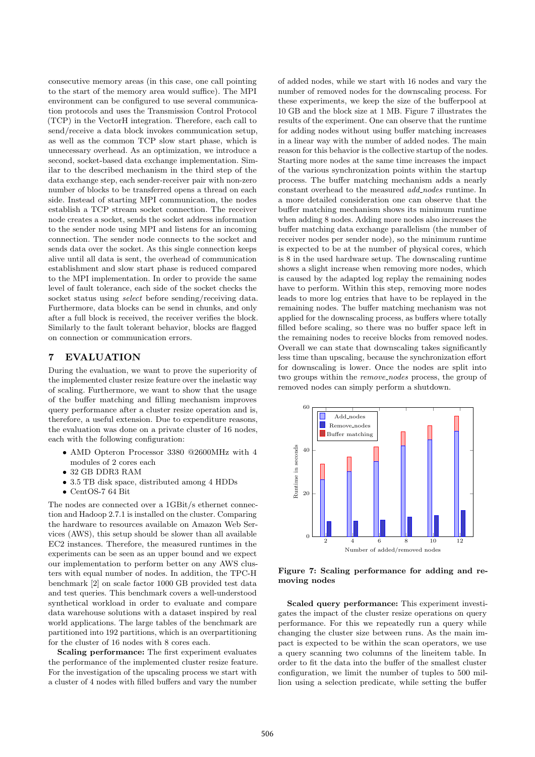consecutive memory areas (in this case, one call pointing to the start of the memory area would suffice). The MPI environment can be configured to use several communication protocols and uses the Transmission Control Protocol (TCP) in the VectorH integration. Therefore, each call to send/receive a data block invokes communication setup, as well as the common TCP slow start phase, which is unnecessary overhead. As an optimization, we introduce a second, socket-based data exchange implementation. Similar to the described mechanism in the third step of the data exchange step, each sender-receiver pair with non-zero number of blocks to be transferred opens a thread on each side. Instead of starting MPI communication, the nodes establish a TCP stream socket connection. The receiver node creates a socket, sends the socket address information to the sender node using MPI and listens for an incoming connection. The sender node connects to the socket and sends data over the socket. As this single connection keeps alive until all data is sent, the overhead of communication establishment and slow start phase is reduced compared to the MPI implementation. In order to provide the same level of fault tolerance, each side of the socket checks the socket status using *select* before sending/receiving data. Furthermore, data blocks can be send in chunks, and only after a full block is received, the receiver verifies the block. Similarly to the fault tolerant behavior, blocks are flagged on connection or communication errors.

## 7 EVALUATION

During the evaluation, we want to prove the superiority of the implemented cluster resize feature over the inelastic way of scaling. Furthermore, we want to show that the usage of the buffer matching and filling mechanism improves query performance after a cluster resize operation and is, therefore, a useful extension. Due to expenditure reasons, the evaluation was done on a private cluster of 16 nodes, each with the following configuration:

- AMD Opteron Processor 3380 @2600MHz with 4 modules of 2 cores each
- 32 GB DDR3 RAM
- 3.5 TB disk space, distributed among 4 HDDs
- CentOS-7 64 Bit

The nodes are connected over a 1GBit/s ethernet connection and Hadoop 2.7.1 is installed on the cluster. Comparing the hardware to resources available on Amazon Web Services (AWS), this setup should be slower than all available EC2 instances. Therefore, the measured runtimes in the experiments can be seen as an upper bound and we expect our implementation to perform better on any AWS clusters with equal number of nodes. In addition, the TPC-H benchmark [2] on scale factor 1000 GB provided test data and test queries. This benchmark covers a well-understood synthetical workload in order to evaluate and compare data warehouse solutions with a dataset inspired by real world applications. The large tables of the benchmark are partitioned into 192 partitions, which is an overpartitioning for the cluster of 16 nodes with 8 cores each.

**Scaling performance:** The first experiment evaluates the performance of the implemented cluster resize feature. For the investigation of the upscaling process we start with a cluster of 4 nodes with filled buffers and vary the number of added nodes, while we start with 16 nodes and vary the number of removed nodes for the downscaling process. For these experiments, we keep the size of the bufferpool at 10 GB and the block size at 1 MB. Figure 7 illustrates the results of the experiment. One can observe that the runtime for adding nodes without using buffer matching increases in a linear way with the number of added nodes. The main reason for this behavior is the collective startup of the nodes. Starting more nodes at the same time increases the impact of the various synchronization points within the startup process. The buffer matching mechanism adds a nearly constant overhead to the measured *add_nodes* runtime. In a more detailed consideration one can observe that the buffer matching mechanism shows its minimum runtime when adding 8 nodes. Adding more nodes also increases the buffer matching data exchange parallelism (the number of receiver nodes per sender node), so the minimum runtime is expected to be at the number of physical cores, which is 8 in the used hardware setup. The downscaling runtime shows a slight increase when removing more nodes, which is caused by the adapted log replay the remaining nodes have to perform. Within this step, removing more nodes leads to more log entries that have to be replayed in the remaining nodes. The buffer matching mechanism was not applied for the downscaling process, as buffers where totally filled before scaling, so there was no buffer space left in the remaining nodes to receive blocks from removed nodes. Overall we can state that downscaling takes significantly less time than upscaling, because the synchronization effort for downscaling is lower. Once the nodes are split into two groups within the *remove_nodes* process, the group of removed nodes can simply perform a shutdown.

**Figure 7: Scaling performance for adding and removing nodes**

**Scaled query performance:** This experiment investigates the impact of the cluster resize operations on query performance. For this we repeatedly run a query while changing the cluster size between runs. As the main impact is expected to be within the scan operators, we use a query scanning two columns of the lineitem table. In order to fit the data into the buffer of the smallest cluster configuration, we limit the number of tuples to 500 million using a selection predicate, while setting the buffer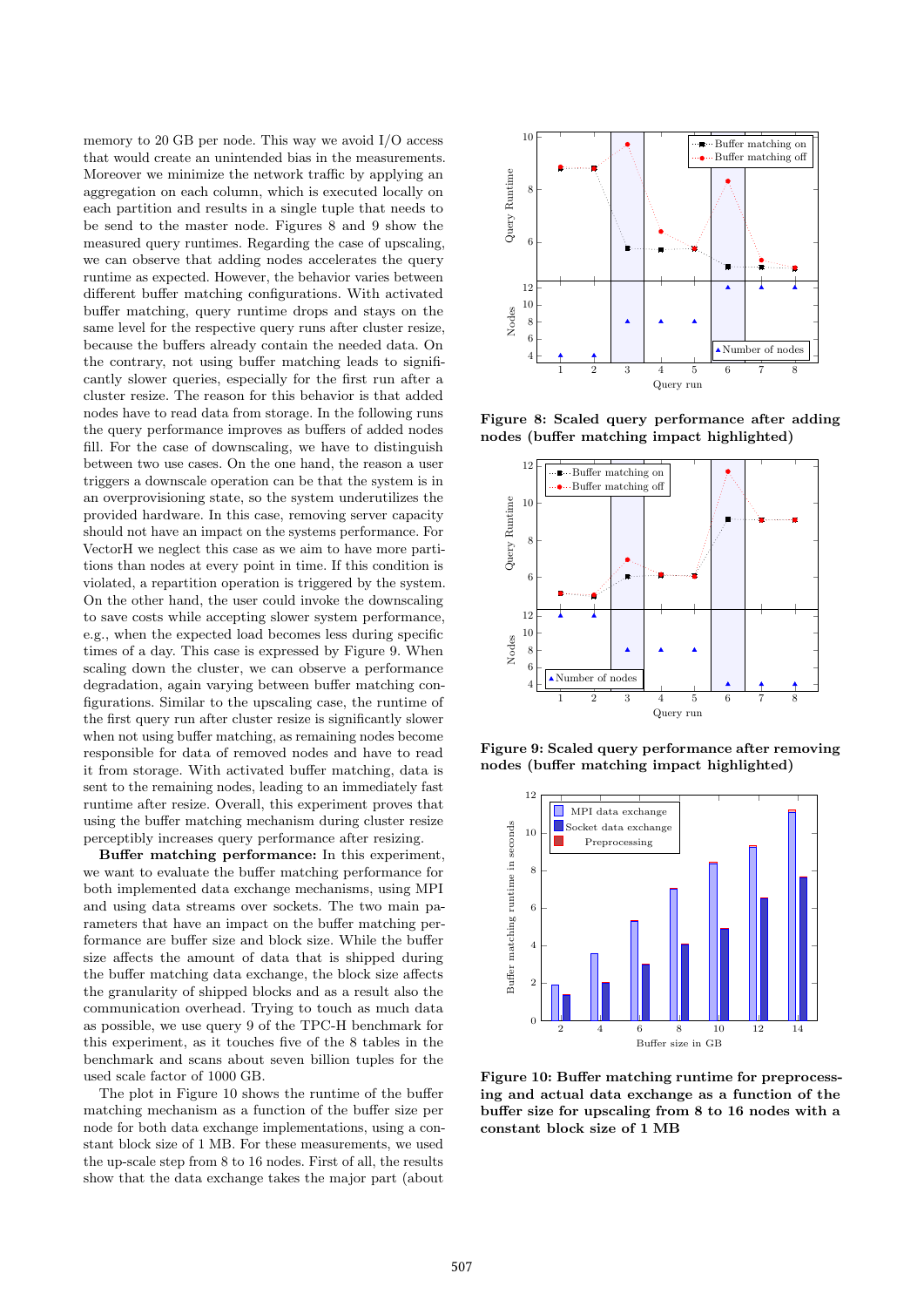memory to 20 GB per node. This way we avoid I/O access that would create an unintended bias in the measurements. Moreover we minimize the network traffic by applying an aggregation on each column, which is executed locally on each partition and results in a single tuple that needs to be send to the master node. Figures 8 and 9 show the measured query runtimes. Regarding the case of upscaling, we can observe that adding nodes accelerates the query runtime as expected. However, the behavior varies between different buffer matching configurations. With activated buffer matching, query runtime drops and stays on the same level for the respective query runs after cluster resize, because the buffers already contain the needed data. On the contrary, not using buffer matching leads to significantly slower queries, especially for the first run after a cluster resize. The reason for this behavior is that added nodes have to read data from storage. In the following runs the query performance improves as buffers of added nodes fill. For the case of downscaling, we have to distinguish between two use cases. On the one hand, the reason a user triggers a downscale operation can be that the system is in an overprovisioning state, so the system underutilizes the provided hardware. In this case, removing server capacity should not have an impact on the systems performance. For VectorH we neglect this case as we aim to have more partitions than nodes at every point in time. If this condition is violated, a repartition operation is triggered by the system. On the other hand, the user could invoke the downscaling to save costs while accepting slower system performance, e.g., when the expected load becomes less during specific times of a day. This case is expressed by Figure 9. When scaling down the cluster, we can observe a performance degradation, again varying between buffer matching configurations. Similar to the upscaling case, the runtime of the first query run after cluster resize is significantly slower when not using buffer matching, as remaining nodes become responsible for data of removed nodes and have to read it from storage. With activated buffer matching, data is sent to the remaining nodes, leading to an immediately fast runtime after resize. Overall, this experiment proves that using the buffer matching mechanism during cluster resize perceptibly increases query performance after resizing.

**Buffer matching performance:** In this experiment, we want to evaluate the buffer matching performance for both implemented data exchange mechanisms, using MPI and using data streams over sockets. The two main parameters that have an impact on the buffer matching performance are buffer size and block size. While the buffer size affects the amount of data that is shipped during the buffer matching data exchange, the block size affects the granularity of shipped blocks and as a result also the communication overhead. Trying to touch as much data as possible, we use query 9 of the TPC-H benchmark for this experiment, as it touches five of the 8 tables in the benchmark and scans about seven billion tuples for the used scale factor of 1000 GB.

The plot in Figure 10 shows the runtime of the buffer matching mechanism as a function of the buffer size per node for both data exchange implementations, using a constant block size of 1 MB. For these measurements, we used the up-scale step from 8 to 16 nodes. First of all, the results show that the data exchange takes the major part (about

**Figure 8: Scaled query performance after adding nodes (buffer matching impact highlighted)**

**Figure 9: Scaled query performance after removing nodes (buffer matching impact highlighted)**

**Figure 10: Buffer matching runtime for preprocessing and actual data exchange as a function of the buffer size for upscaling from 8 to 16 nodes with a constant block size of 1 MB**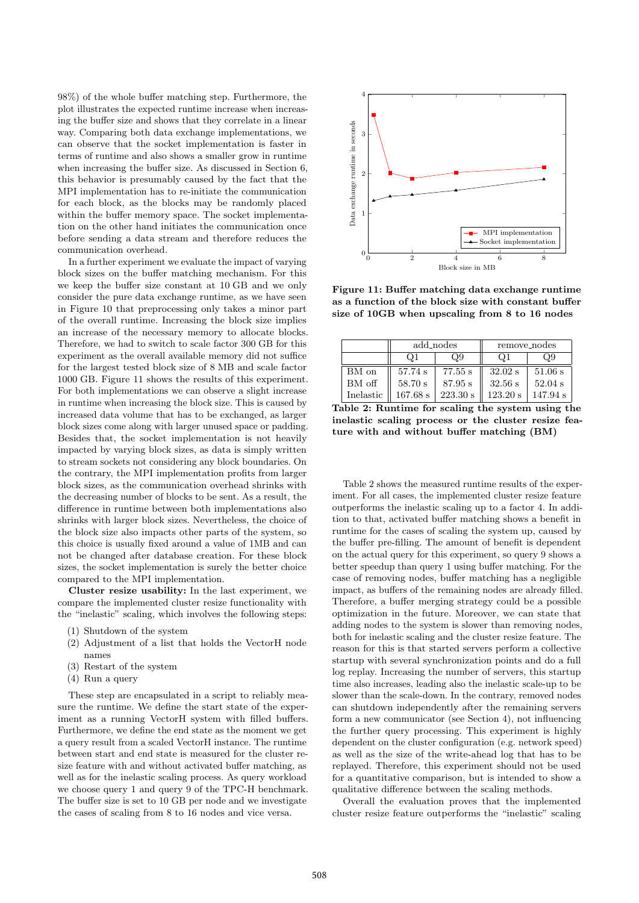98%) of the whole buffer matching step. Furthermore, the plot illustrates the expected runtime increase when increasing the buffer size and shows that they correlate in a linear way. Comparing both data exchange implementations, we can observe that the socket implementation is faster in terms of runtime and also shows a smaller grow in runtime when increasing the buffer size. As discussed in Section 6, this behavior is presumably caused by the fact that the MPI implementation has to re-initiate the communication for each block, as the blocks may be randomly placed within the buffer memory space. The socket implementation on the other hand initiates the communication once before sending a data stream and therefore reduces the communication overhead.

In a further experiment we evaluate the impact of varying block sizes on the buffer matching mechanism. For this we keep the buffer size constant at 10 GB and we only consider the pure data exchange runtime, as we have seen in Figure 10 that preprocessing only takes a minor part of the overall runtime. Increasing the block size implies an increase of the necessary memory to allocate blocks. Therefore, we had to switch to scale factor 300 GB for this experiment as the overall available memory did not suffice for the largest tested block size of 8 MB and scale factor 1000 GB. Figure 11 shows the results of this experiment. For both implementations we can observe a slight increase in runtime when increasing the block size. This is caused by increased data volume that has to be exchanged, as larger block sizes come along with larger unused space or padding. Besides that, the socket implementation is not heavily impacted by varying block sizes, as data is simply written to stream sockets not considering any block boundaries. On the contrary, the MPI implementation profits from larger block sizes, as the communication overhead shrinks with the decreasing number of blocks to be sent. As a result, the difference in runtime between both implementations also shrinks with larger block sizes. Nevertheless, the choice of the block size also impacts other parts of the system, so this choice is usually fixed around a value of 1MB and can not be changed after database creation. For these block sizes, the socket implementation is surely the better choice compared to the MPI implementation.

**Cluster resize usability:** In the last experiment, we compare the implemented cluster resize functionality with the "inelastic" scaling, which involves the following steps:

(1) Shutdown of the system
(2) Adjustment of a list that holds the VectorH node names
(3) Restart of the system
(4) Run a query

These step are encapsulated in a script to reliably measure the runtime. We define the start state of the experiment as a running VectorH system with filled buffers. Furthermore, we define the end state as the moment we get a query result from a scaled VectorH instance. The runtime between start and end state is measured for the cluster resize feature with and without activated buffer matching, as well as for the inelastic scaling process. As query workload we choose query 1 and query 9 of the TPC-H benchmark. The buffer size is set to 10 GB per node and we investigate the cases of scaling from 8 to 16 nodes and vice versa.

**Figure 11: Buffer matching data exchange runtime as a function of the block size with constant buffer size of 10GB when upscaling from 8 to 16 nodes**

| | add_nodes | | remove_nodes | |
|---|---|---|---|---|
| | Q1 | Q9 | Q1 | Q9 |
| BM on | 57.74 s | 77.55 s | 32.02 s | 51.06 s |
| BM off | 58.70 s | 87.95 s | 32.56 s | 52.04 s |
| Inelastic | 167.68 s | 223.30 s | 123.20 s | 147.94 s |

**Table 2: Runtime for scaling the system using the inelastic scaling process or the cluster resize feature with and without buffer matching (BM)**

Table 2 shows the measured runtime results of the experiment. For all cases, the implemented cluster resize feature outperforms the inelastic scaling up to a factor 4. In addition to that, activated buffer matching shows a benefit in runtime for the cases of scaling the system up, caused by the buffer pre-filling. The amount of benefit is dependent on the actual query for this experiment, so query 9 shows a better speedup than query 1 using buffer matching. For the case of removing nodes, buffer matching has a negligible impact, as buffers of the remaining nodes are already filled. Therefore, a buffer merging strategy could be a possible optimization in the future. Moreover, we can state that adding nodes to the system is slower than removing nodes, both for inelastic scaling and the cluster resize feature. The reason for this is that started servers perform a collective startup with several synchronization points and do a full log replay. Increasing the number of servers, this startup time also increases, leading also the inelastic scale-up to be slower than the scale-down. In the contrary, removed nodes can shutdown independently after the remaining servers form a new communicator (see Section 4), not influencing the further query processing. This experiment is highly dependent on the cluster configuration (e.g. network speed) as well as the size of the write-ahead log that has to be replayed. Therefore, this experiment should not be used for a quantitative comparison, but is intended to show a qualitative difference between the scaling methods.

Overall the evaluation proves that the implemented cluster resize feature outperforms the "inelastic" scaling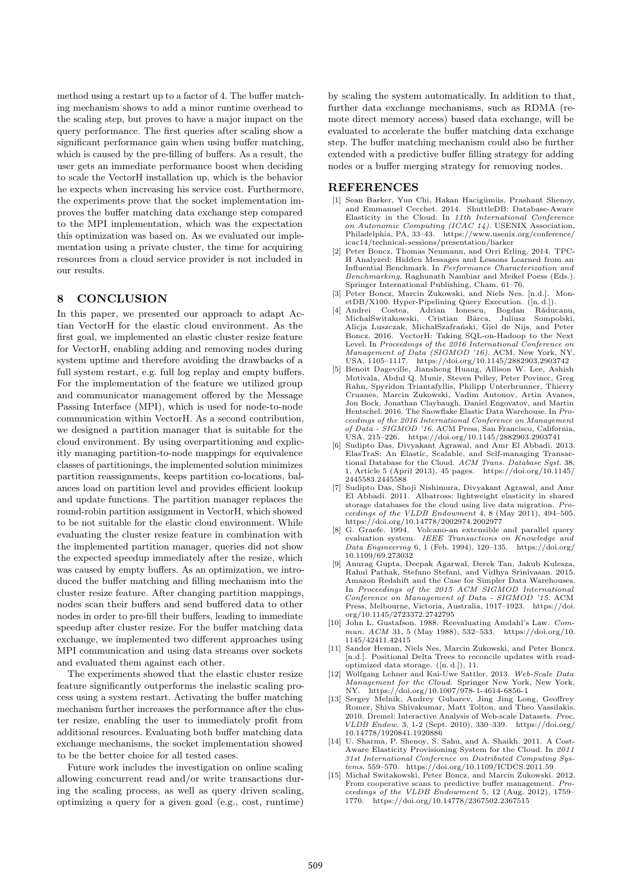method using a restart up to a factor of 4. The buffer matching mechanism shows to add a minor runtime overhead to the scaling step, but proves to have a major impact on the query performance. The first queries after scaling show a significant performance gain when using buffer matching, which is caused by the pre-filling of buffers. As a result, the user gets an immediate performance boost when deciding to scale the VectorH installation up, which is the behavior he expects when increasing his service cost. Furthermore, the experiments prove that the socket implementation improves the buffer matching data exchange step compared to the MPI implementation, which was the expectation this optimization was based on. As we evaluated our implementation using a private cluster, the time for acquiring resources from a cloud service provider is not included in our results.

## 8 CONCLUSION

In this paper, we presented our approach to adapt Actian VectorH for the elastic cloud environment. As the first goal, we implemented an elastic cluster resize feature for VectorH, enabling adding and removing nodes during system uptime and therefore avoiding the drawbacks of a full system restart, e.g. full log replay and empty buffers. For the implementation of the feature we utilized group and communicator management offered by the Message Passing Interface (MPI), which is used for node-to-node communication within VectorH. As a second contribution, we designed a partition manager that is suitable for the cloud environment. By using overpartitioning and explicitly managing partition-to-node mappings for equivalence classes of partitionings, the implemented solution minimizes partition reassignments, keeps partition co-locations, balances load on partition level and provides efficient lookup and update functions. The partition manager replaces the round-robin partition assignment in VectorH, which showed to be not suitable for the elastic cloud environment. While evaluating the cluster resize feature in combination with the implemented partition manager, queries did not show the expected speedup immediately after the resize, which was caused by empty buffers. As an optimization, we introduced the buffer matching and filling mechanism into the cluster resize feature. After changing partition mappings, nodes scan their buffers and send buffered data to other nodes in order to pre-fill their buffers, leading to immediate speedup after cluster resize. For the buffer matching data exchange, we implemented two different approaches using MPI communication and using data streams over sockets and evaluated them against each other.

The experiments showed that the elastic cluster resize feature significantly outperforms the inelastic scaling process using a system restart. Activating the buffer matching mechanism further increases the performance after the cluster resize, enabling the user to immediately profit from additional resources. Evaluating both buffer matching data exchange mechanisms, the socket implementation showed to be the better choice for all tested cases.

Future work includes the investigation on online scaling allowing concurrent read and/or write transactions during the scaling process, as well as query driven scaling, optimizing a query for a given goal (e.g., cost, runtime) by scaling the system automatically. In addition to that, further data exchange mechanisms, such as RDMA (remote direct memory access) based data exchange, will be evaluated to accelerate the buffer matching data exchange step. The buffer matching mechanism could also be further extended with a predictive buffer filling strategy for adding nodes or a buffer merging strategy for removing nodes.

## REFERENCES

- [1] Sean Barker, Yun Chi, Hakan Hacigümüs, Prashant Shenoy, and Emmanuel Cecchet. 2014. ShuttleDB: Database-Aware Elasticity in the Cloud. In *11th International Conference on Autonomic Computing (ICAC 14)*. USENIX Association, Philadelphia, PA, 33–43. https://www.usenix.org/conference/icac14/technical-sessions/presentation/barker
- [2] Peter Boncz, Thomas Neumann, and Orri Erling. 2014. TPC-H Analyzed: Hidden Messages and Lessons Learned from an Influential Benchmark. In *Performance Characterization and Benchmarking*, Raghunath Nambiar and Meikel Poess (Eds.). Springer International Publishing, Cham, 61–76.
- [3] Peter Boncz, Marcin Zukowski, and Niels Nes. [n.d.]. MonetDB/X100: Hyper-Pipelining Query Execution. ([n. d.]).
- [4] Andrei Costea, Adrian Ionescu, Bogdan Răducanu, MichałSwitakowski, Cristian Bârca, Juliusz Sompolski, Alicja Luszczak, MichałSzafrański, Giel de Nijs, and Peter Boncz. 2016. VectorH: Taking SQL-on-Hadoop to the Next Level. In *Proceedings of the 2016 International Conference on Management of Data (SIGMOD '16)*. ACM, New York, NY, USA, 1105–1117. https://doi.org/10.1145/2882903.2903742
- [5] Benoit Dageville, Jiansheng Huang, Allison W. Lee, Ashish Motivala, Abdul Q. Munir, Steven Pelley, Peter Povinec, Greg Rahn, Spyridon Triantafyllis, Philipp Unterbrunner, Thierry Cruanes, Marcin Zukowski, Vadim Antonov, Artin Avanes, Jon Bock, Jonathan Claybaugh, Daniel Engovatov, and Martin Hentschel. 2016. The Snowflake Elastic Data Warehouse. In *Proceedings of the 2016 International Conference on Management of Data - SIGMOD '16*. ACM Press, San Francisco, California, USA, 215–226. https://doi.org/10.1145/2882903.2903741
- [6] Sudipto Das, Divyakant Agrawal, and Amr El Abbadi. 2013. ElasTraS: An Elastic, Scalable, and Self-managing Transactional Database for the Cloud. *ACM Trans. Database Syst.* 38, 1, Article 5 (April 2013), 45 pages. https://doi.org/10.1145/2445583.2445588
- [7] Sudipto Das, Shoji Nishimura, Divyakant Agrawal, and Amr El Abbadi. 2011. Albatross: lightweight elasticity in shared storage databases for the cloud using live data migration. *Proceedings of the VLDB Endowment* 4, 8 (May 2011), 494–505. https://doi.org/10.14778/2002974.2002977
- [8] G. Graefe. 1994. Volcano-an extensible and parallel query evaluation system. *IEEE Transactions on Knowledge and Data Engineering* 6, 1 (Feb. 1994), 120–135. https://doi.org/10.1109/69.273032
- [9] Anurag Gupta, Deepak Agarwal, Derek Tan, Jakub Kulesza, Rahul Pathak, Stefano Stefani, and Vidhya Srinivasan. 2015. Amazon Redshift and the Case for Simpler Data Warehouses. In *Proceedings of the 2015 ACM SIGMOD International Conference on Management of Data - SIGMOD '15*. ACM Press, Melbourne, Victoria, Australia, 1917–1923. https://doi.org/10.1145/2723372.2742795
- [10] John L. Gustafson. 1988. Reevaluating Amdahl's Law. *Commun. ACM* 31, 5 (May 1988), 532–533. https://doi.org/10.1145/42411.42415
- [11] Sandor Heman, Niels Nes, Marcin Zukowski, and Peter Boncz. [n.d.]. Positional Delta Trees to reconcile updates with read-optimized data storage. ([n. d.]), 11.
- [12] Wolfgang Lehner and Kai-Uwe Sattler. 2013. *Web-Scale Data Management for the Cloud*. Springer New York, New York, NY. https://doi.org/10.1007/978-1-4614-6856-1
- [13] Sergey Melnik, Andrey Gubarev, Jing Jing Long, Geoffrey Romer, Shiva Shivakumar, Matt Tolton, and Theo Vassilakis. 2010. Dremel: Interactive Analysis of Web-scale Datasets. *Proc. VLDB Endow.* 3, 1-2 (Sept. 2010), 330–339. https://doi.org/10.14778/1920841.1920886
- [14] U. Sharma, P. Shenoy, S. Sahu, and A. Shaikh. 2011. A Cost-Aware Elasticity Provisioning System for the Cloud. In *2011 31st International Conference on Distributed Computing Systems*. 559–570. https://doi.org/10.1109/ICDCS.2011.59
- [15] Michał Switakowski, Peter Boncz, and Marcin Zukowski. 2012. From cooperative scans to predictive buffer management. *Proceedings of the VLDB Endowment* 5, 12 (Aug. 2012), 1759–1770. https://doi.org/10.14778/2367502.2367515